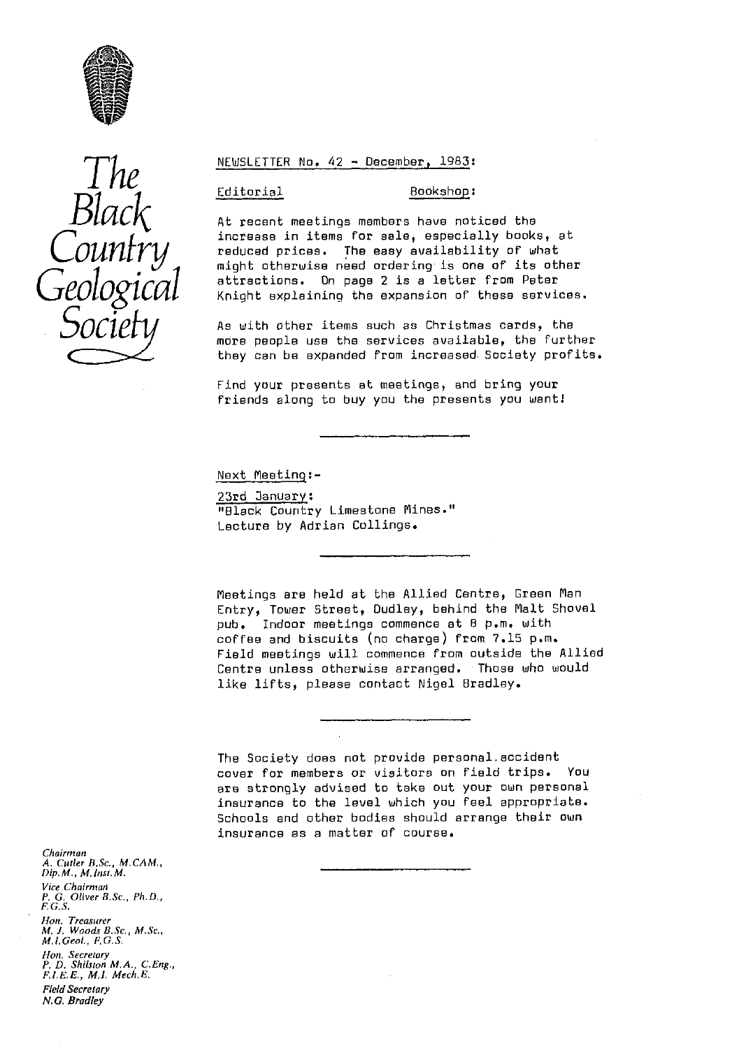# The Black Country Geological Society

NEWSLETTER No. 42 - December, 1983:

## Editorial

### Bookshop:

At recent meetings members have noticed the increase in items for sale, especially books, at reduced prices. The easy availability of what might otherwise need ordering is one of its other attractions. On page 2 is a letter from Peter Knight explaining the expansion of these services.

As with other items such as Christmas cards, the more people use the services available, the further they can be expanded from increased Society profits.

Find your presents at meetings, and bring your friends along to buy you the presents you want!

---

## Next Meeting:-

23rd January:
"Black Country Limestone Mines."
Lecture by Adrian Collings.

---

Meetings are held at the Allied Centre, Green Man Entry, Tower Street, Dudley, behind the Malt Shovel pub. Indoor meetings commence at 8 p.m. with coffee and biscuits (no charge) from 7.15 p.m. Field meetings will commence from outside the Allied Centre unless otherwise arranged. Those who would like lifts, please contact Nigel Bradley.

---

The Society does not provide personal accident cover for members or visitors on field trips. You are strongly advised to take out your own personal insurance to the level which you feel appropriate. Schools and other bodies should arrange their own insurance as a matter of course.

---

*Chairman*
A. Cutler B.Sc., M.CAM., Dip.M., M.Inst.M.

*Vice Chairman*
P. G. Oliver B.Sc., Ph.D., F.G.S.

*Hon. Treasurer*
M. J. Woods B.Sc., M.Sc., M.I.Geol., F.G.S.

*Hon. Secretary*
P. D. Shilston M.A., C.Eng., F.I.E.E., M.I. Mech.E.

*Field Secretary*
N.G. Bradley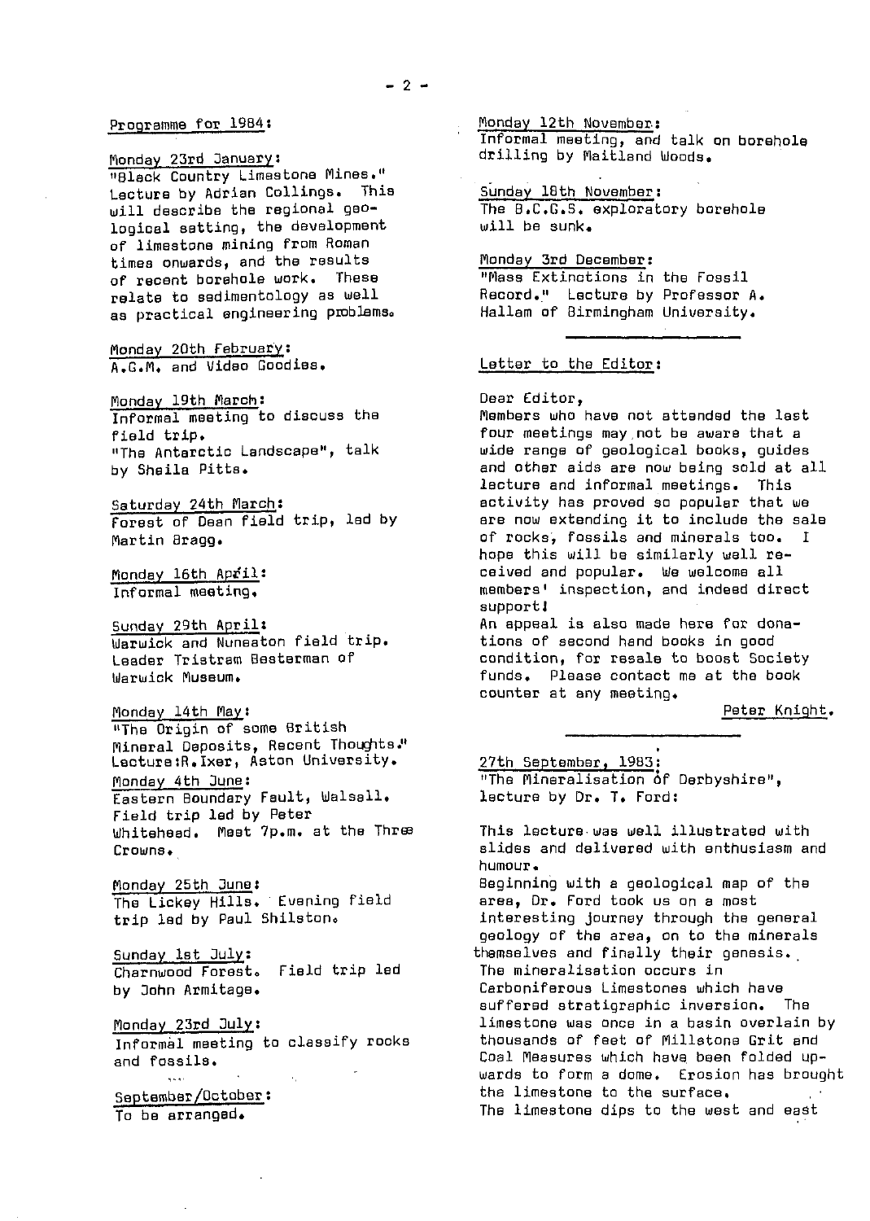Programme for 1984:

Monday 23rd January:
"Black Country Limestone Mines." Lecture by Adrian Collings. This will describe the regional geological setting, the development of limestone mining from Roman times onwards, and the results of recent borehole work. These relate to sedimentology as well as practical engineering problems.

Monday 20th February:
A.G.M. and Video Goodies.

Monday 19th March:
Informal meeting to discuss the field trip.
"The Antarctic Landscape", talk by Sheila Pitts.

Saturday 24th March:
Forest of Dean field trip, led by Martin Bragg.

Monday 16th April:
Informal meeting.

Sunday 29th April:
Warwick and Nuneaton field trip. Leader Tristram Besterman of Warwick Museum.

Monday 14th May:
"The Origin of some British Mineral Deposits, Recent Thoughts." Lecture:R.Ixer, Aston University.

Monday 4th June:
Eastern Boundary Fault, Walsall. Field trip led by Peter Whitehead. Meet 7p.m. at the Three Crowns.

Monday 25th June:
The Lickey Hills. Evening field trip led by Paul Shilston.

Sunday 1st July:
Charnwood Forest. Field trip led by John Armitage.

Monday 23rd July:
Informal meeting to classify rocks and fossils.

September/October:
To be arranged.

Monday 12th November:
Informal meeting, and talk on borehole drilling by Maitland Woods.

Sunday 18th November:
The B.C.G.S. exploratory borehole will be sunk.

Monday 3rd December:
"Mass Extinctions in the Fossil Record." Lecture by Professor A. Hallam of Birmingham University.

---

Letter to the Editor:

Dear Editor,
Members who have not attended the last four meetings may not be aware that a wide range of geological books, guides and other aids are now being sold at all lecture and informal meetings. This activity has proved so popular that we are now extending it to include the sale of rocks, fossils and minerals too. I hope this will be similarly well received and popular. We welcome all members' inspection, and indeed direct support!
An appeal is also made here for donations of second hand books in good condition, for resale to boost Society funds. Please contact me at the book counter at any meeting.

Peter Knight.

---

27th September, 1983:
"The Mineralisation of Derbyshire", lecture by Dr. T. Ford:

This lecture was well illustrated with slides and delivered with enthusiasm and humour.
Beginning with a geological map of the area, Dr. Ford took us on a most interesting journey through the general geology of the area, on to the minerals themselves and finally their genesis.
The mineralisation occurs in Carboniferous Limestones which have suffered stratigraphic inversion. The limestone was once in a basin overlain by thousands of feet of Millstone Grit and Coal Measures which have been folded upwards to form a dome. Erosion has brought the limestone to the surface.
The limestone dips to the west and east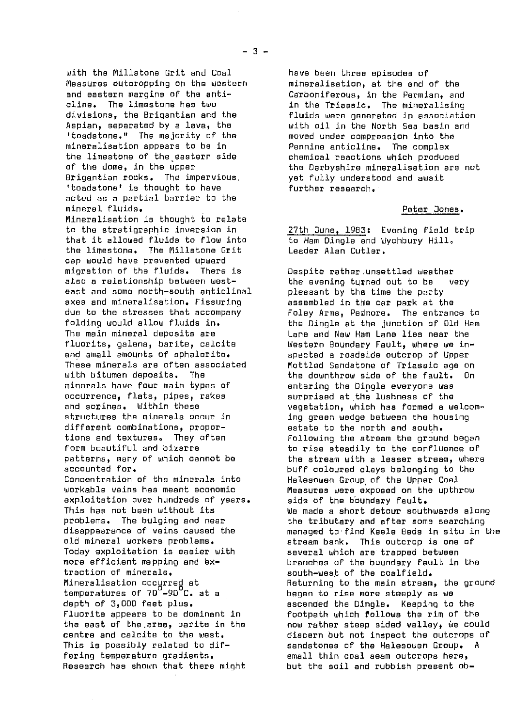with the Millstone Grit and Coal Measures outcropping on the western and eastern margins of the anticline. The limestone has two divisions, the Brigantian and the Aspian, separated by a lava, the 'toadstone." The majority of the mineralisation appears to be in the limestone of the eastern side of the dome, in the upper Brigantian rocks. The impervious 'toadstone' is thought to have acted as a partial barrier to the mineral fluids.

Mineralisation is thought to relate to the stratigraphic inversion in that it allowed fluids to flow into the limestone. The Millstone Grit cap would have prevented upward migration of the fluids. There is also a relationship between west-east and some north-south anticlinal axes and mineralisation. Fissuring due to the stresses that accompany folding would allow fluids in.

The main mineral deposits are fluorite, galena, barite, calcite and small amounts of sphalerite. These minerals are often associated with bitumen deposits. The minerals have four main types of occurrence, flats, pipes, rakes and scrines. Within these structures the minerals occur in different combinations, proportions and textures. They often form beautiful and bizarre patterns, many of which cannot be accounted for.

Concentration of the minerals into workable veins has meant economic exploitation over hundreds of years. This has not been without its problems. The bulging and near disappearance of veins caused the old mineral workers problems. Today exploitation is easier with more efficient mapping and extraction of minerals.

Mineralisation occurred at temperatures of 70°-90°C. at a depth of 3,000 feet plus. Fluorite appears to be dominant in the east of the area, barite in the centre and calcite to the west. This is possibly related to differing temperature gradients. Research has shown that there might have been three episodes of mineralisation, at the end of the Carboniferous, in the Permian, and in the Triassic. The mineralising fluids were generated in association with oil in the North Sea basin and moved under compression into the Pennine anticline. The complex chemical reactions which produced the Derbyshire mineralisation are not yet fully understood and await further research.

Peter Jones.

<u>27th June, 1983</u>: Evening field trip to Ham Dingle and Wychbury Hill. Leader Alan Cutler.

Despite rather unsettled weather the evening turned out to be very pleasant by the time the party assembled in the car park at the Foley Arms, Pedmore. The entrance to the Dingle at the junction of Old Ham Lane and New Ham Lane lies near the Western Boundary Fault, where we inspected a roadside outcrop of Upper Mottled Sandstone of Triassic age on the downthrow side of the fault. On entering the Dingle everyone was surprised at the lushness of the vegetation, which has formed a welcoming green wedge between the housing estate to the north and south. Following the stream the ground began to rise steadily to the confluence of the stream with a lesser stream, where buff coloured clays belonging to the Halesowen Group of the Upper Coal Measures were exposed on the upthrow side of the boundary fault.

We made a short detour southwards along the tributary and after some searching managed to find Keele Beds in situ in the stream bank. This outcrop is one of several which are trapped between branches of the boundary fault in the south-west of the coalfield.

Returning to the main stream, the ground began to rise more steeply as we ascended the Dingle. Keeping to the footpath which follows the rim of the now rather steep sided valley, we could discern but not inspect the outcrops of sandstones of the Halesowen Group. A small thin coal seam outcrops here, but the soil and rubbish present ob-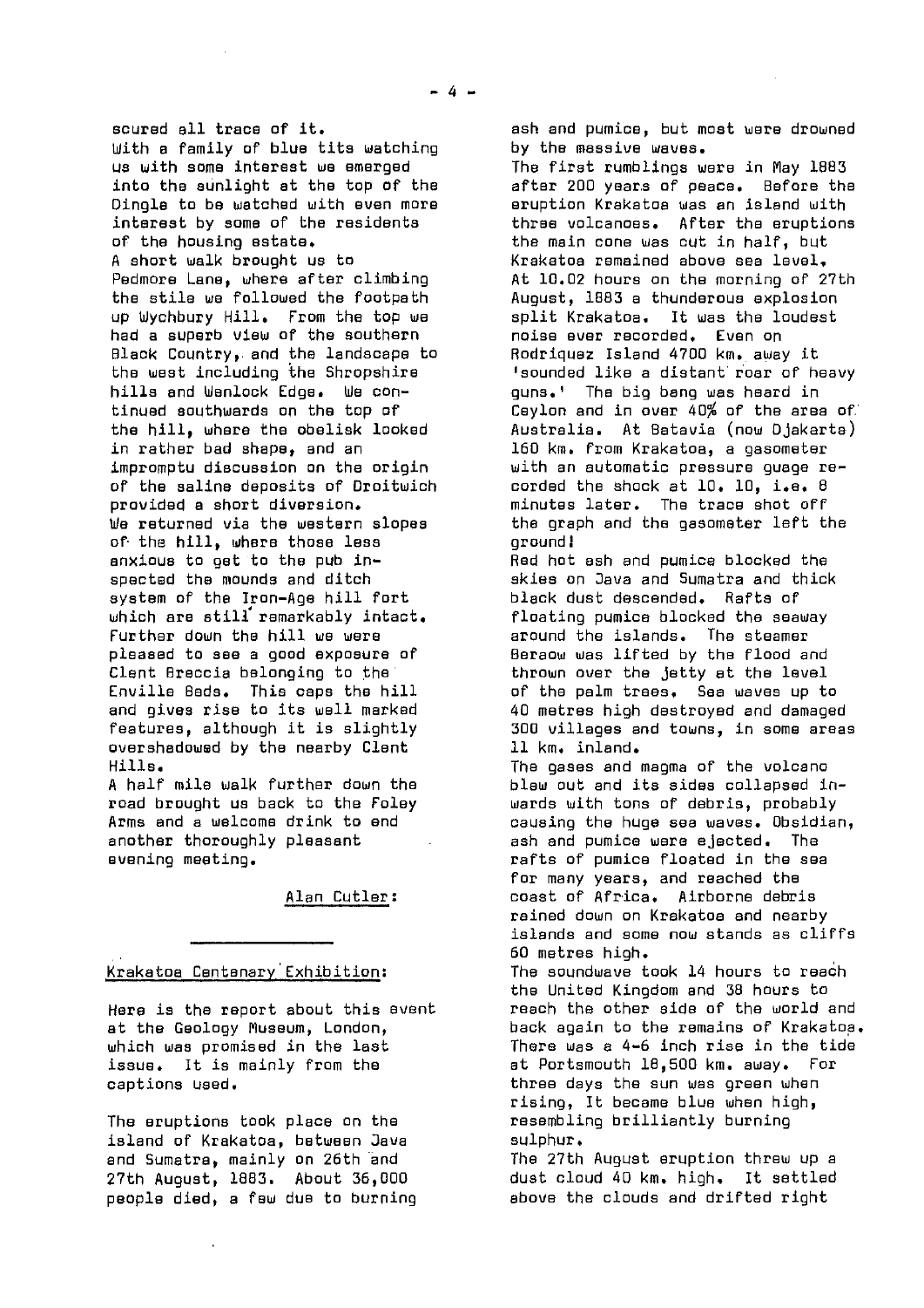scured all trace of it.
With a family of blue tits watching us with some interest we emerged into the sunlight at the top of the Dingle to be watched with even more interest by some of the residents of the housing estate.
A short walk brought us to Pedmore Lane, where after climbing the stile we followed the footpath up Wychbury Hill. From the top we had a superb view of the southern Black Country, and the landscape to the west including the Shropshire hills and Wenlock Edge. We continued southwards on the top of the hill, where the obelisk looked in rather bad shape, and an impromptu discussion on the origin of the saline deposits of Droitwich provided a short diversion.
We returned via the western slopes of the hill, where those less anxious to get to the pub inspected the mounds and ditch system of the Iron-Age hill fort which are still remarkably intact. Further down the hill we were pleased to see a good exposure of Clent Breccia belonging to the Enville Beds. This caps the hill and gives rise to its well marked features, although it is slightly overshadowed by the nearby Clent Hills.
A half mile walk further down the road brought us back to the Foley Arms and a welcome drink to end another thoroughly pleasant evening meeting.

Alan Cutler:

---

## Krakatoa Centenary Exhibition:

Here is the report about this event at the Geology Museum, London, which was promised in the last issue. It is mainly from the captions used.

The eruptions took place on the island of Krakatoa, between Java and Sumatra, mainly on 26th and 27th August, 1883. About 36,000 people died, a few due to burning ash and pumice, but most were drowned by the massive waves.
The first rumblings were in May 1883 after 200 years of peace. Before the eruption Krakatoa was an island with three volcanoes. After the eruptions the main cone was cut in half, but Krakatoa remained above sea level.
At 10.02 hours on the morning of 27th August, 1883 a thunderous explosion split Krakatoa. It was the loudest noise ever recorded. Even on Rodriquez Island 4700 km. away it 'sounded like a distant roar of heavy guns.' The big bang was heard in Ceylon and in over 40% of the area of Australia. At Batavia (now Djakarta) 160 km. from Krakatoa, a gasometer with an automatic pressure guage recorded the shock at 10. 10, i.e. 8 minutes later. The trace shot off the graph and the gasometer left the ground!
Red hot ash and pumice blocked the skies on Java and Sumatra and thick black dust descended. Rafts of floating pumice blocked the seaway around the islands. The steamer Beraow was lifted by the flood and thrown over the jetty at the level of the palm trees. Sea waves up to 40 metres high destroyed and damaged 300 villages and towns, in some areas 11 km. inland.
The gases and magma of the volcano blew out and its sides collapsed inwards with tons of debris, probably causing the huge sea waves. Obsidian, ash and pumice were ejected. The rafts of pumice floated in the sea for many years, and reached the coast of Africa. Airborne debris rained down on Krakatoa and nearby islands and some now stands as cliffs 60 metres high.
The soundwave took 14 hours to reach the United Kingdom and 38 hours to reach the other side of the world and back again to the remains of Krakatoa. There was a 4-6 inch rise in the tide at Portsmouth 18,500 km. away. For three days the sun was green when rising, It became blue when high, resembling brilliantly burning sulphur.
The 27th August eruption threw up a dust cloud 40 km. high. It settled above the clouds and drifted right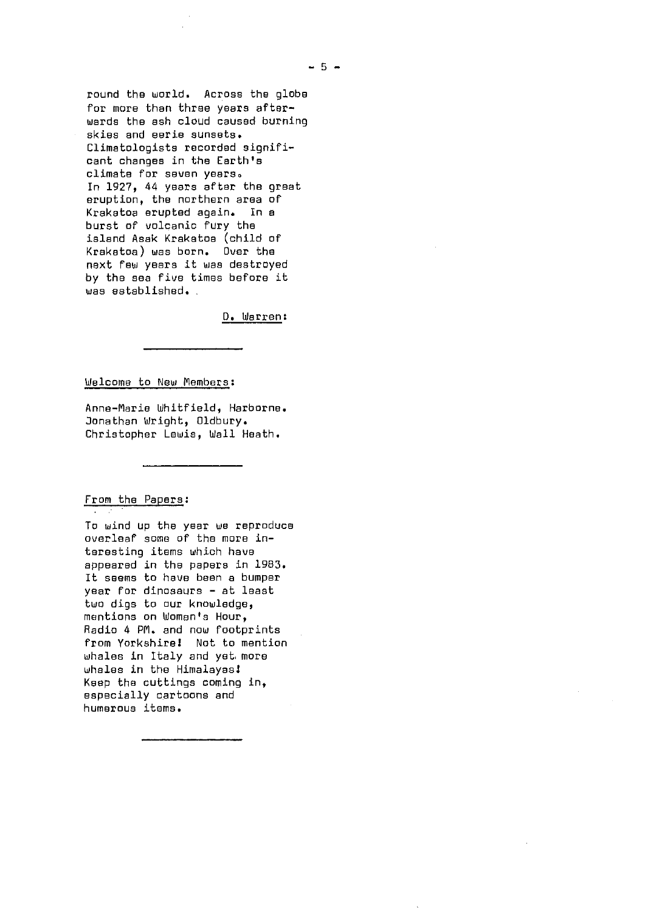round the world. Across the globe for more than three years afterwards the ash cloud caused burning skies and eerie sunsets. Climatologists recorded significant changes in the Earth's climate for seven years.
In 1927, 44 years after the great eruption, the northern area of Krakatoa erupted again. In a burst of volcanic fury the island Asak Krakatoa (child of Krakatoa) was born. Over the next few years it was destroyed by the sea five times before it was established.

D. Warren:

---

Welcome to New Members:

Anne-Marie Whitfield, Harborne.
Jonathan Wright, Oldbury.
Christopher Lewis, Wall Heath.

---

From the Papers:

To wind up the year we reproduce overleaf some of the more interesting items which have appeared in the papers in 1983. It seems to have been a bumper year for dinosaurs - at least two digs to our knowledge, mentions on Woman's Hour, Radio 4 PM. and now footprints from Yorkshire! Not to mention whales in Italy and yet more whales in the Himalayas! Keep the cuttings coming in, especially cartoons and humerous items.

---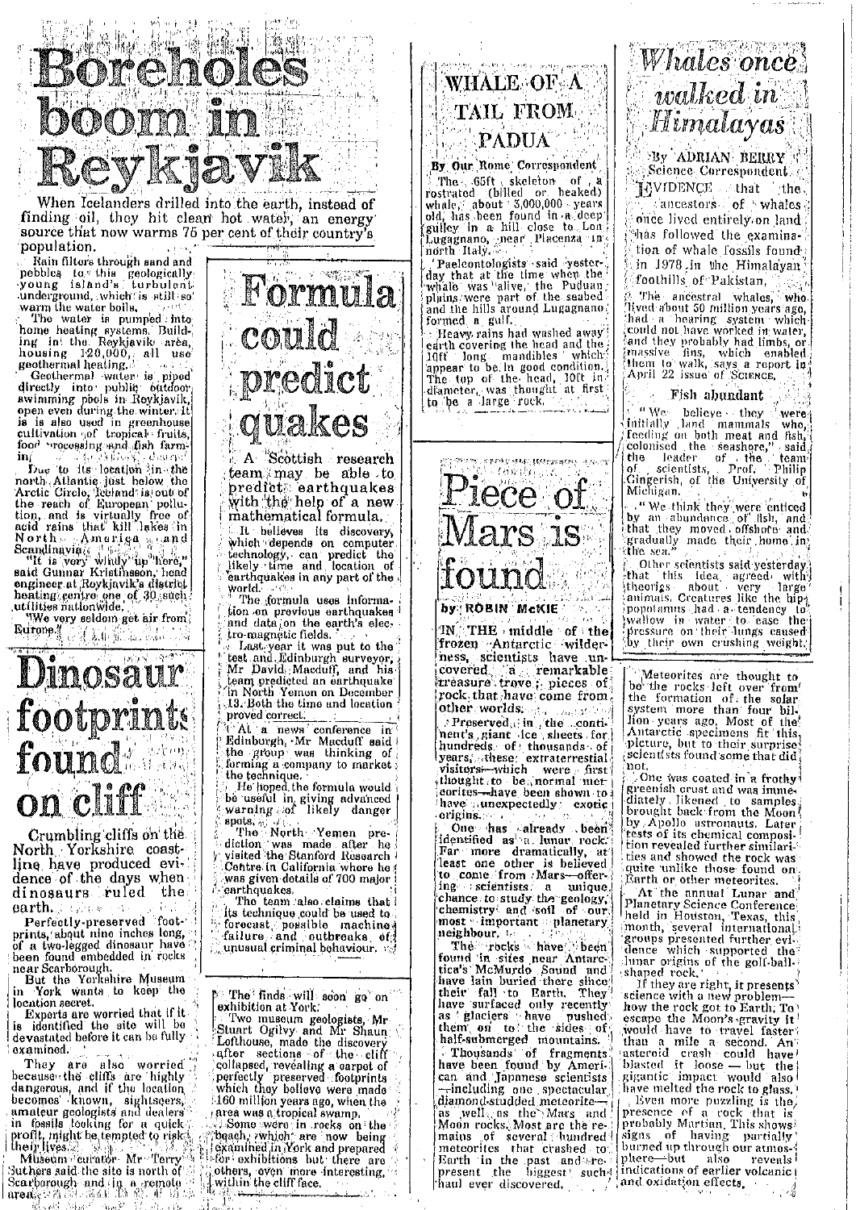# Boreholes boom in Reykjavik

When Icelanders drilled into the earth, instead of finding oil, they hit clean hot water, an energy source that now warms 75 per cent of their country's population.

Rain filters through sand and pebbles to this geologically young island's turbulent underground, which is still so warm the water boils.

The water is pumped into home heating systems. Building in the Reykjavik area, housing 120,000, all use geothermal heating.

Geothermal water is piped directly into public outdoor swimming pools in Reykjavik, open even during the winter. It is is also used in greenhouse cultivation of tropical fruits, food processing and fish farming.

Due to its location in the north Atlantic just below the Arctic Circle, Iceland is out of the reach of European pollution, and is virtually free of acid rains that kill lakes in North America and Scandinavia.

"It is very windy up here," said Gunnar Kristinsson, head engineer at Reykjavik's district heating centre one of 30 such utilities nationwide.

"We very seldom get air from Europe."

# Dinosaur footprints found on cliff

Crumbling cliffs on the North Yorkshire coastline have produced evidence of the days when dinosaurs ruled the earth.

Perfectly-preserved footprints, about nine inches long, of a two-legged dinosaur have been found embedded in rocks near Scarborough.

But the Yorkshire Museum in York wants to keep the location secret.

Experts are worried that if it is identified the site will be devastated before it can be fully examined.

They are also worried because the cliffs are highly dangerous, and if the location becomes known, sightseers, amateur geologists and dealers in fossils looking for a quick profit, might be tempted to risk their lives.

Museum curator Mr Terry Suthers said the site is north of Scarborough and in a remote area.

The finds will soon go on exhibition at York.

Two museum geologists, Mr Stuart Ogilvy and Mr Shaun Lofthouse, made the discovery after sections of the cliff collapsed, revealing a carpet of perfectly preserved footprints which they believe were made 160 million years ago, when the area was a tropical swamp.

Some were in rocks on the beach, which are now being examined in York and prepared for exhibitions but there are others, even more interesting, within the cliff face.

# Formula could predict quakes

A Scottish research team may be able to predict earthquakes with the help of a new mathematical formula.

It believes its discovery, which depends on computer technology, can predict the likely time and location of earthquakes in any part of the world.

The formula uses information on previous earthquakes and data on the earth's electro-magnetic fields.

Last year it was put to the test and Edinburgh surveyor, Mr David Macduff, and his team predicted an earthquake in North Yemen on December 13. Both the time and location proved correct.

At a news conference in Edinburgh, Mr Macduff said the group was thinking of forming a company to market the technique.

He hoped the formula would be useful in giving advanced warning of likely danger spots.

The North Yemen prediction was made after he visited the Stanford Research Centre in California where he was given details of 700 major earthquakes.

The team also claims that its technique could be used to forecast possible machine failure and outbreaks of unusual criminal behaviour.

# WHALE OF A TAIL FROM PADUA

**By Our Rome Correspondent**

The 65ft skeleton of a rostrated (billed or beaked) whale, about 3,000,000 years old, has been found in a deep gulley in a hill close to Lon Lugagnano, near Placenza in north Italy.

Paelcontologists said yesterday that at the time when the whale was alive, the Puduan plains were part of the seabed and the hills around Lugagnano formed a gulf.

Heavy rains had washed away earth covering the head and the 10ft long mandibles which appear to be in good condition. The top of the head, 10ft in diameter, was thought at first to be a large rock.

# Piece of Mars is found

**by ROBIN McKIE**

IN THE middle of the frozen Antarctic wilderness, scientists have uncovered a remarkable treasure trove: pieces of rock that have come from other worlds.

Preserved in the continent's giant ice sheets for hundreds of thousands of years, these extraterrestrial visitors—which were first thought to be normal meteorites—have been shown to have unexpectedly exotic origins.

One has already been identified as a lunar rock. Far more dramatically, at least one other is believed to come from Mars—offering scientists a unique chance to study the geology, chemistry and soil of our most important planetary neighbour.

The rocks have been found in sites near Antarctica's McMurdo Sound and have lain buried there since their fall to Earth. They have surfaced only recently as glaciers have pushed them on to the sides of half-submerged mountains.

Thousands of fragments have been found by American and Japanese scientists—including one spectacular diamond-studded meteorite—as well as the Mars and Moon rocks. Most are the remains of several hundred meteorites that crashed to Earth in the past and represent the biggest such haul ever discovered.

# Whales once walked in Himalayas

**By ADRIAN BERRY**
**Science Correspondent**

EVIDENCE that the ancestors of whales once lived entirely on land has followed the examination of whale fossils found in 1978 in the Himalayan foothills of Pakistan.

The ancestral whales, who lived about 50 million years ago, had a hearing system which could not have worked in water, and they probably had limbs, or massive fins, which enabled them to walk, says a report in April 22 issue of SCIENCE.

## Fish abundant

"We believe they were initially land mammals who, feeding on both meat and fish, colonised the seashore," said the leader of the team of scientists, Prof. Philip Gingerish, of the University of Michigan.

"We think they were enticed by an abundance of fish, and that they moved offshore and gradually made their home in the sea."

Other scientists said yesterday that this idea agreed with theories about very large animals. Creatures like the hippopotamus had a tendency to wallow in water to ease the pressure on their lungs caused by their own crushing weight.

Meteorites are thought to be the rocks left over from the formation of the solar system more than four billion years ago. Most of the Antarctic specimens fit this picture, but to their surprise scientists found some that did not.

One was coated in a frothy greenish crust and was immediately likened to samples brought back from the Moon by Apollo astronauts. Later tests of its chemical composition revealed further similarities and showed the rock was quite unlike those found on Earth or other meteorites.

At the annual Lunar and Planetary Science Conference held in Houston, Texas, this month, several international groups presented further evidence which supported the lunar origins of the golf-ball-shaped rock.

If they are right, it presents science with a new problem—how the rock got to Earth. To escape the Moon's gravity it would have to travel faster than a mile a second. An asteroid crash could have blasted it loose — but the gigantic impact would also have melted the rock to glass.

Even more puzzling is the presence of a rock that is probably Martian. This shows signs of having partially burned up through our atmosphere—but also reveals indications of earlier volcanic and oxidation effects.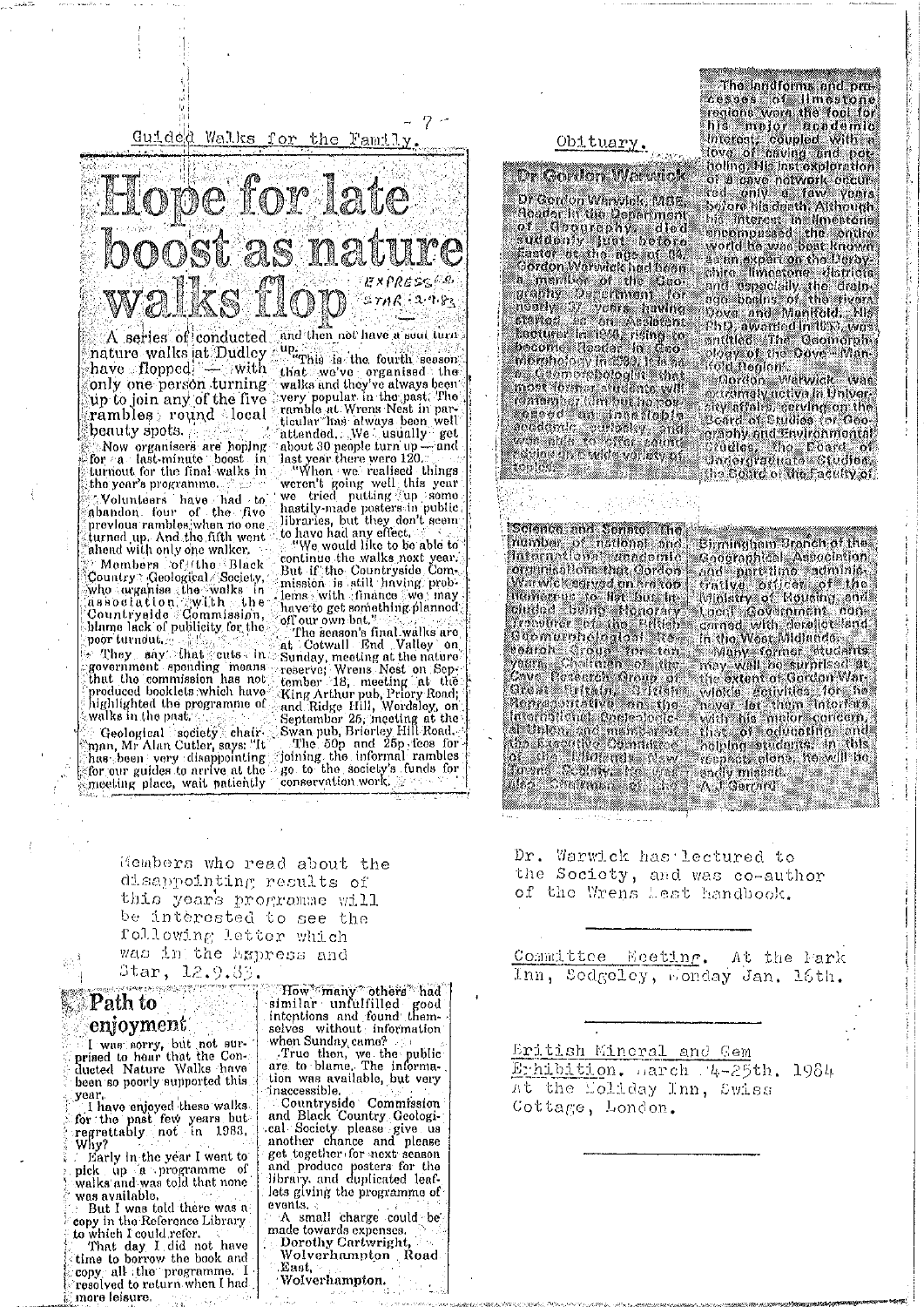## Guided Walks for the Family.

# Hope for late boost as nature walks flop

EXPRESS & STAR 2.9.83

A series of conducted nature walks at Dudley have flopped — with only one person turning up to join any of the five rambles round local beauty spots.

Now organisers are hoping for a last-minute boost in turnout for the final walks in the year's programme.

Volunteers have had to abandon four of the five previous rambles when no one turned up. And the fifth went ahead with only one walker.

Members of the Black Country Geological Society, who organise the walks in association with the Countryside Commission, blame lack of publicity for the poor turnout.

They say that cuts in government spending means that the commission has not produced booklets which have highlighted the programme of walks in the past.

Geological society chairman, Mr Alan Cutler, says: "It has been very disappointing for our guides to arrive at the meeting place, wait patiently and then not have a soul turn up.

"This is the fourth season that we've organised the walks and they've always been very popular in the past. The ramble at Wrens Nest in particular has always been well attended. We usually get about 30 people turn up — and last year there were 120.

"When we realised things weren't going well this year we tried putting up some hastily-made posters in public libraries, but they don't seem to have had any effect.

"We would like to be able to continue the walks next year. But if the Countryside Commission is still having problems with finance we may have to get something planned off our own bat."

The season's final walks are at Cotwall End Valley on Sunday, meeting at the nature reserve; Wrens Nest on September 18, meeting at the King Arthur pub, Priory Road; and Ridge Hill, Wordsley, on September 25, meeting at the Swan pub, Brierley Hill Road.

The 50p and 25p fees for joining the informal rambles go to the society's funds for conservation work.

Members who read about the disappointing results of this year's programme will be interested to see the following letter which was in the Express and Star, 12.9.83.

### Path to enjoyment

I was sorry, but not surprised to hear that the Conducted Nature Walks have been so poorly supported this year.

I have enjoyed these walks for the past few years but regrettably not in 1983. Why?

Early in the year I went to pick up a programme of walks and was told that none was available.

But I was told there was a copy in the Reference Library to which I could refer.

That day I did not have time to borrow the book and copy all the programme. I resolved to return when I had more leisure.

How many others had similar unfulfilled good intentions and found themselves without information when Sunday came?

True then, we the public are to blame. The information was available, but very inaccessible.

Countryside Commission and Black Country Geological Society please give us another chance and please get together for next season and produce posters for the library, and duplicated leaflets giving the programme of events.

A small charge could be made towards expenses.

Dorothy Cartwright,
Wolverhampton Road East,
Wolverhampton.

## Obituary.

### Dr Gordon Warwick

Dr Gordon Warwick, MBE, Reader in the Department of Geography, died suddenly just before Easter at the age of 64. Gordon Warwick had been a member of the Geography Department for nearly 37 years, having started as an Assistant Lecturer in 1946, rising to become Reader in Geomorphology in 1960. It is as a Geomorphologist that most former students will remember him but he possessed an insatiable academic curiosity and was able to offer courses covering a wide variety of topics.

The landforms and processes of limestone regions were the foci for his major academic interest, coupled with a love of caving and potholing. His last exploration of a cave network occurred only a few years before his death. Although his interest in limestone encompassed the entire world he was best known as an expert on the Derbyshire limestone districts and especially the drainage basins of the rivers Dove and Manifold. His PhD, awarded in 1953, was entitled "The Geomorphology of the Dove - Manifold Region".

Gordon Warwick was extremely active in University affairs, serving on the Board of Studies for Geography and Environmental Studies, the Board of Undergraduate Studies, the Board of the Faculty of Science and Senate. The number of national and international academic organisations that Gordon Warwick served on are too numerous to list but included being Honorary Treasurer of the British Geomorphological Research Group for ten years, Chairman of the Cave Research Group of Great Britain, British Representative on the International Speleological Union and member of the Executive Committee of the Midlands Karst Society. He was also Chairman of the Birmingham Branch of the Geographical Association and part-time administrative officer of the Ministry of Housing and Local Government concerned with derelict land in the West Midlands.

Many former students may well be surprised at the extent of Gordon Warwick's activities, for he never let them interfere with his major concern, that of educating and helping students. In this respect alone, he will be sadly missed.

A J Gerrard

Dr. Warwick has lectured to the Society, and was co-author of the Wrens Nest handbook.

---

Committee Meeting. At the Park Inn, Sedgeley, Monday Jan. 16th.

---

British Mineral and Gem Exhibition. March 24-25th. 1984 At the Holiday Inn, Swiss Cottage, London.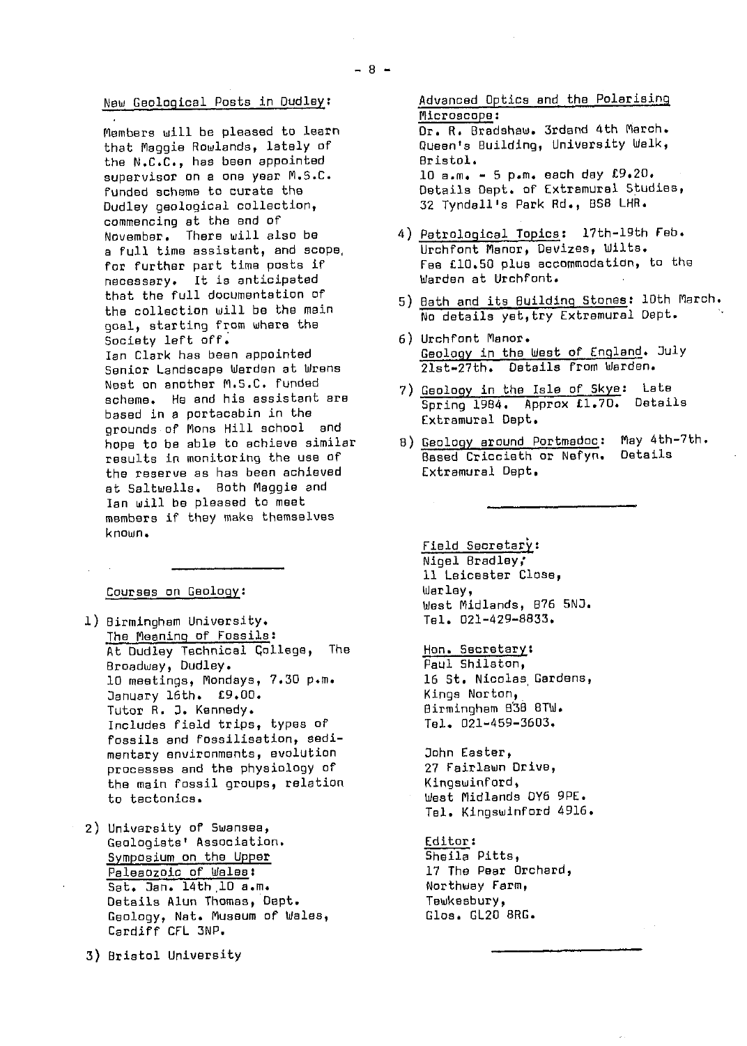## New Geological Posts in Dudley:

Members will be pleased to learn that Maggie Rowlands, lately of the N.C.C., has been appointed supervisor on a one year M.S.C. funded scheme to curate the Dudley geological collection, commencing at the end of November. There will also be a full time assistant, and scope, for further part time posts if necessary. It is anticipated that the full documentation of the collection will be the main goal, starting from where the Society left off.

Ian Clark has been appointed Senior Landscape Warden at Wrens Nest on another M.S.C. funded scheme. He and his assistant are based in a portacabin in the grounds of Mons Hill school and hope to be able to achieve similar results in monitoring the use of the reserve as has been achieved at Saltwells. Both Maggie and Ian will be pleased to meet members if they make themselves known.

---

## Courses on Geology:

1) Birmingham University.
   The Meaning of Fossils:
   At Dudley Technical College, The Broadway, Dudley.
   10 meetings, Mondays, 7.30 p.m. January 16th. £9.00.
   Tutor R. J. Kennedy.
   Includes field trips, types of fossils and fossilisation, sedimentary environments, evolution processes and the physiology of the main fossil groups, relation to tectonics.

2) University of Swansea, Geologists' Association.
   Symposium on the Upper Paleaozoic of Wales:
   Sat. Jan. 14th 10 a.m.
   Details Alun Thomas, Dept. Geology, Nat. Museum of Wales, Cardiff CFL 3NP.

3) Bristol University
   Advanced Optics and the Polarising Microscope:
   Dr. R. Bradshaw. 3rdand 4th March.
   Queen's Building, University Walk, Bristol.
   10 a.m. - 5 p.m. each day £9.20.
   Details Dept. of Extramural Studies, 32 Tyndall's Park Rd., BS8 LHR.

4) Petrological Topics: 17th-19th Feb.
   Urchfont Manor, Devizes, Wilts.
   Fee £10.50 plus accommodation, to the Warden at Urchfont.

5) Bath and its Building Stones: 10th March.
   No details yet, try Extremural Dept.

6) Urchfont Manor.
   Geology in the West of England. July 21st-27th. Details from Warden.

7) Geology in the Isle of Skye: Late Spring 1984. Approx £1.70. Details Extramural Dept.

8) Geology around Portmadoc: May 4th-7th.
   Based Criccieth or Nefyn. Details Extramural Dept.

---

**Field Secretary:**
Nigel Bradley,
11 Leicester Close,
Warley,
West Midlands, B76 5NJ.
Tel. 021-429-8833.

**Hon. Secretary:**
Paul Shilston,
16 St. Nicolas Gardens,
Kings Norton,
Birmingham B38 8TW.
Tel. 021-459-3603.

John Easter,
27 Fairlawn Drive,
Kingswinford,
West Midlands DY6 9PE.
Tel. Kingswinford 4916.

**Editor:**
Sheila Pitts,
17 The Pear Orchard,
Northway Farm,
Tewkesbury,
Glos. GL20 8RG.